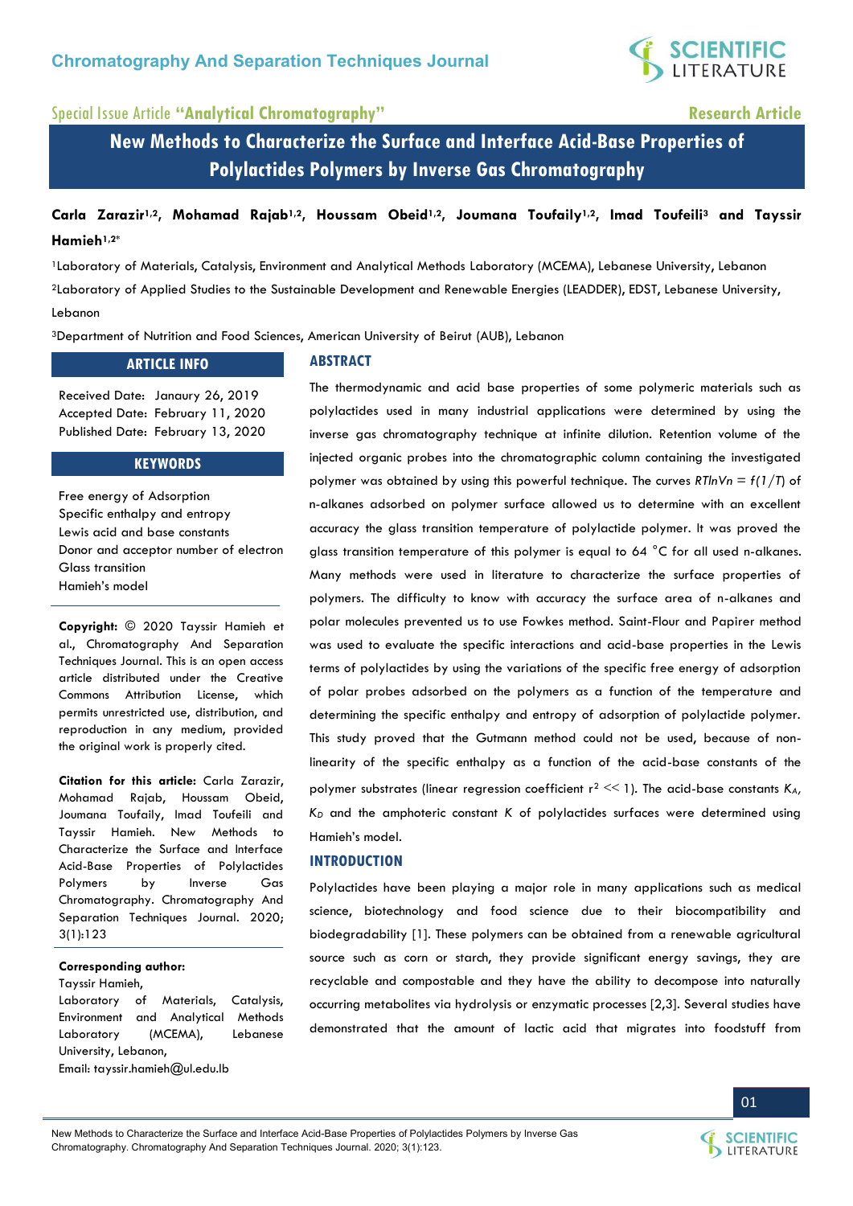Chromatography And Separation Techniques Journal

Special Issue Article **"Analytical Chromatography"** — **Research Article**

# New Methods to Characterize the Surface and Interface Acid-Base Properties of Polylactides Polymers by Inverse Gas Chromatography

**Carla Zarazir[1,2], Mohamad Rajab[1,2], Houssam Obeid[1,2], Joumana Toufaily[1,2], Imad Toufeili[3] and Tayssir Hamieh[1,2]***

[1]Laboratory of Materials, Catalysis, Environment and Analytical Methods Laboratory (MCEMA), Lebanese University, Lebanon

[2]Laboratory of Applied Studies to the Sustainable Development and Renewable Energies (LEADDER), EDST, Lebanese University, Lebanon

[3]Department of Nutrition and Food Sciences, American University of Beirut (AUB), Lebanon

## ARTICLE INFO

Received Date: Janaury 26, 2019
Accepted Date: February 11, 2020
Published Date: February 13, 2020

## KEYWORDS

Free energy of Adsorption
Specific enthalpy and entropy
Lewis acid and base constants
Donor and acceptor number of electron
Glass transition
Hamieh's model

**Copyright:** © 2020 Tayssir Hamieh et al., Chromatography And Separation Techniques Journal. This is an open access article distributed under the Creative Commons Attribution License, which permits unrestricted use, distribution, and reproduction in any medium, provided the original work is properly cited.

**Citation for this article:** Carla Zarazir, Mohamad Rajab, Houssam Obeid, Joumana Toufaily, Imad Toufeili and Tayssir Hamieh. New Methods to Characterize the Surface and Interface Acid-Base Properties of Polylactides Polymers by Inverse Gas Chromatography. Chromatography And Separation Techniques Journal. 2020; 3(1):123

**Corresponding author:**
Tayssir Hamieh,
Laboratory of Materials, Catalysis, Environment and Analytical Methods Laboratory (MCEMA), Lebanese University, Lebanon,
Email: tayssir.hamieh@ul.edu.lb

## ABSTRACT

The thermodynamic and acid base properties of some polymeric materials such as polylactides used in many industrial applications were determined by using the inverse gas chromatography technique at infinite dilution. Retention volume of the injected organic probes into the chromatographic column containing the investigated polymer was obtained by using this powerful technique. The curves $RTlnVn = f(1/T)$ of n-alkanes adsorbed on polymer surface allowed us to determine with an excellent accuracy the glass transition temperature of polylactide polymer. It was proved the glass transition temperature of this polymer is equal to 64 °C for all used n-alkanes. Many methods were used in literature to characterize the surface properties of polymers. The difficulty to know with accuracy the surface area of n-alkanes and polar molecules prevented us to use Fowkes method. Saint-Flour and Papirer method was used to evaluate the specific interactions and acid-base properties in the Lewis terms of polylactides by using the variations of the specific free energy of adsorption of polar probes adsorbed on the polymers as a function of the temperature and determining the specific enthalpy and entropy of adsorption of polylactide polymer. This study proved that the Gutmann method could not be used, because of non-linearity of the specific enthalpy as a function of the acid-base constants of the polymer substrates (linear regression coefficient $r^2 << 1$). The acid-base constants $K_A$, $K_D$ and the amphoteric constant $K$ of polylactides surfaces were determined using Hamieh's model.

## INTRODUCTION

Polylactides have been playing a major role in many applications such as medical science, biotechnology and food science due to their biocompatibility and biodegradability [1]. These polymers can be obtained from a renewable agricultural source such as corn or starch, they provide significant energy savings, they are recyclable and compostable and they have the ability to decompose into naturally occurring metabolites via hydrolysis or enzymatic processes [2,3]. Several studies have demonstrated that the amount of lactic acid that migrates into foodstuff from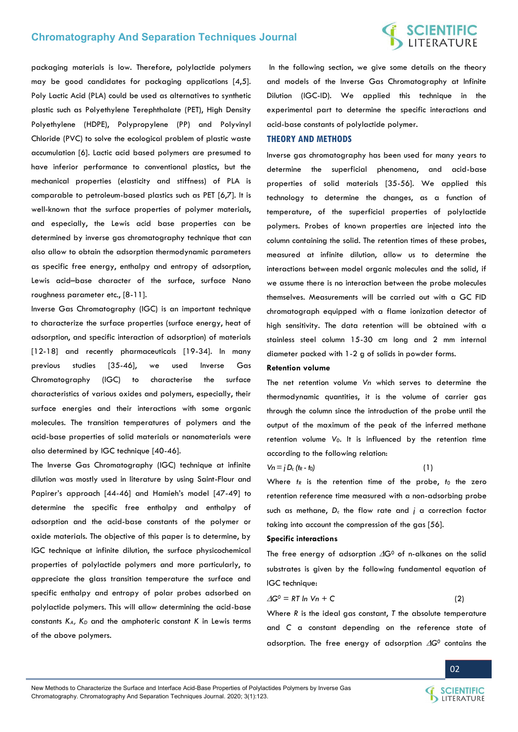packaging materials is low. Therefore, polylactide polymers may be good candidates for packaging applications [4,5]. Poly Lactic Acid (PLA) could be used as alternatives to synthetic plastic such as Polyethylene Terephthalate (PET), High Density Polyethylene (HDPE), Polypropylene (PP) and Polyvinyl Chloride (PVC) to solve the ecological problem of plastic waste accumulation [6]. Lactic acid based polymers are presumed to have inferior performance to conventional plastics, but the mechanical properties (elasticity and stiffness) of PLA is comparable to petroleum-based plastics such as PET [6,7]. It is well-known that the surface properties of polymer materials, and especially, the Lewis acid base properties can be determined by inverse gas chromatography technique that can also allow to obtain the adsorption thermodynamic parameters as specific free energy, enthalpy and entropy of adsorption, Lewis acid–base character of the surface, surface Nano roughness parameter etc., [8-11].

Inverse Gas Chromatography (IGC) is an important technique to characterize the surface properties (surface energy, heat of adsorption, and specific interaction of adsorption) of materials [12-18] and recently pharmaceuticals [19-34]. In many previous studies [35-46], we used Inverse Gas Chromatography (IGC) to characterise the surface characteristics of various oxides and polymers, especially, their surface energies and their interactions with some organic molecules. The transition temperatures of polymers and the acid-base properties of solid materials or nanomaterials were also determined by IGC technique [40-46].

The Inverse Gas Chromatography (IGC) technique at infinite dilution was mostly used in literature by using Saint-Flour and Papirer's approach [44-46] and Hamieh's model [47-49] to determine the specific free enthalpy and enthalpy of adsorption and the acid-base constants of the polymer or oxide materials. The objective of this paper is to determine, by IGC technique at infinite dilution, the surface physicochemical properties of polylactide polymers and more particularly, to appreciate the glass transition temperature the surface and specific enthalpy and entropy of polar probes adsorbed on polylactide polymers. This will allow determining the acid-base constants $K_A$, $K_D$ and the amphoteric constant $K$ in Lewis terms of the above polymers.

In the following section, we give some details on the theory and models of the Inverse Gas Chromatography at Infinite Dilution (IGC-ID). We applied this technique in the experimental part to determine the specific interactions and acid-base constants of polylactide polymer.

## THEORY AND METHODS

Inverse gas chromatography has been used for many years to determine the superficial phenomena, and acid-base properties of solid materials [35-56]. We applied this technology to determine the changes, as a function of temperature, of the superficial properties of polylactide polymers. Probes of known properties are injected into the column containing the solid. The retention times of these probes, measured at infinite dilution, allow us to determine the interactions between model organic molecules and the solid, if we assume there is no interaction between the probe molecules themselves. Measurements will be carried out with a GC FID chromatograph equipped with a flame ionization detector of high sensitivity. The data retention will be obtained with a stainless steel column 15-30 cm long and 2 mm internal diameter packed with 1-2 g of solids in powder forms.

### Retention volume

The net retention volume $Vn$ which serves to determine the thermodynamic quantities, it is the volume of carrier gas through the column since the introduction of the probe until the output of the maximum of the peak of the inferred methane retention volume $V_0$. It is influenced by the retention time according to the following relation:

$$Vn = j\, D_c\, (t_R - t_0) \qquad (1)$$

Where $t_R$ is the retention time of the probe, $t_0$ the zero retention reference time measured with a non-adsorbing probe such as methane, $D_c$ the flow rate and $j$ a correction factor taking into account the compression of the gas [56].

### Specific interactions

The free energy of adsorption $\Delta G^0$ of n-alkanes on the solid substrates is given by the following fundamental equation of IGC technique:

$$\Delta G^0 = RT \ln Vn + C \qquad (2)$$

Where $R$ is the ideal gas constant, $T$ the absolute temperature and $C$ a constant depending on the reference state of adsorption. The free energy of adsorption $\Delta G^0$ contains the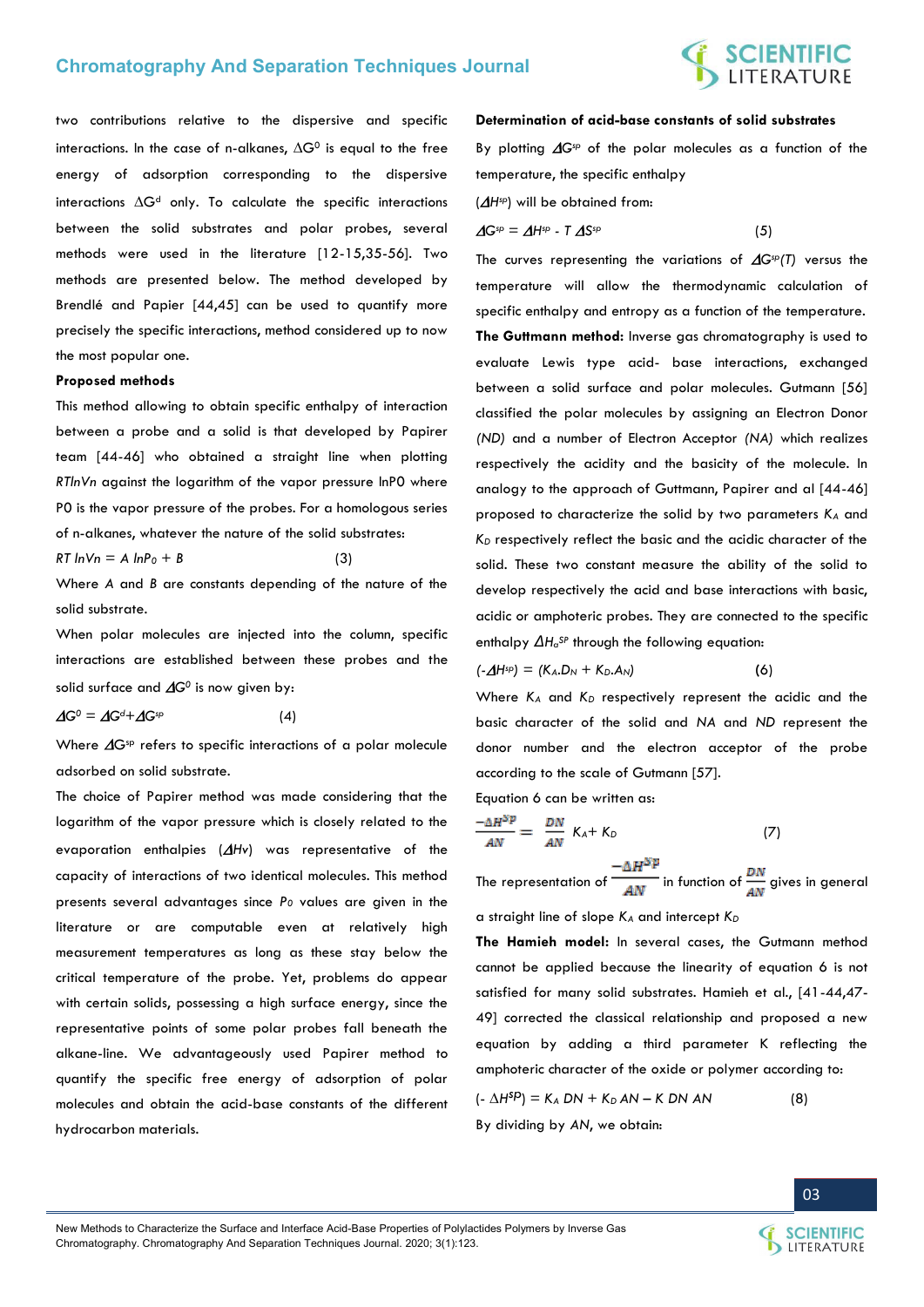two contributions relative to the dispersive and specific interactions. In the case of n-alkanes, $\Delta G^0$ is equal to the free energy of adsorption corresponding to the dispersive interactions $\Delta G^d$ only. To calculate the specific interactions between the solid substrates and polar probes, several methods were used in the literature [12-15,35-56]. Two methods are presented below. The method developed by Brendlé and Papier [44,45] can be used to quantify more precisely the specific interactions, method considered up to now the most popular one.

**Proposed methods**

This method allowing to obtain specific enthalpy of interaction between a probe and a solid is that developed by Papirer team [44-46] who obtained a straight line when plotting *RTlnVn* against the logarithm of the vapor pressure lnP0 where P0 is the vapor pressure of the probes. For a homologous series of n-alkanes, whatever the nature of the solid substrates:

$$RT \ln Vn = A \ln P_0 + B \qquad (3)$$

Where *A* and *B* are constants depending of the nature of the solid substrate.

When polar molecules are injected into the column, specific interactions are established between these probes and the solid surface and $\Delta G^0$ is now given by:

$$\Delta G^0 = \Delta G^d + \Delta G^{sp} \qquad (4)$$

Where $\Delta G^{sp}$ refers to specific interactions of a polar molecule adsorbed on solid substrate.

The choice of Papirer method was made considering that the logarithm of the vapor pressure which is closely related to the evaporation enthalpies ($\Delta Hv$) was representative of the capacity of interactions of two identical molecules. This method presents several advantages since $P_0$ values are given in the literature or are computable even at relatively high measurement temperatures as long as these stay below the critical temperature of the probe. Yet, problems do appear with certain solids, possessing a high surface energy, since the representative points of some polar probes fall beneath the alkane-line. We advantageously used Papirer method to quantify the specific free energy of adsorption of polar molecules and obtain the acid-base constants of the different hydrocarbon materials.

**Determination of acid-base constants of solid substrates**

By plotting $\Delta G^{sp}$ of the polar molecules as a function of the temperature, the specific enthalpy ($\Delta H^{sp}$) will be obtained from:

$$\Delta G^{sp} = \Delta H^{sp} - T\,\Delta S^{sp} \qquad (5)$$

The curves representing the variations of $\Delta G^{sp}(T)$ versus the temperature will allow the thermodynamic calculation of specific enthalpy and entropy as a function of the temperature.

**The Guttmann method:** Inverse gas chromatography is used to evaluate Lewis type acid- base interactions, exchanged between a solid surface and polar molecules. Gutmann [56] classified the polar molecules by assigning an Electron Donor *(ND)* and a number of Electron Acceptor *(NA)* which realizes respectively the acidity and the basicity of the molecule. In analogy to the approach of Guttmann, Papirer and al [44-46] proposed to characterize the solid by two parameters $K_A$ and $K_D$ respectively reflect the basic and the acidic character of the solid. These two constant measure the ability of the solid to develop respectively the acid and base interactions with basic, acidic or amphoteric probes. They are connected to the specific enthalpy $\Delta H_a^{SP}$ through the following equation:

$$(-\Delta H^{sp}) = (K_A.D_N + K_D.A_N) \qquad (6)$$

Where $K_A$ and $K_D$ respectively represent the acidic and the basic character of the solid and *NA* and *ND* represent the donor number and the electron acceptor of the probe according to the scale of Gutmann [57].

Equation 6 can be written as:

$$\frac{-\Delta H^{SP}}{AN} = \frac{DN}{AN} K_A + K_D \qquad (7)$$

The representation of $\frac{-\Delta H^{SP}}{AN}$ in function of $\frac{DN}{AN}$ gives in general a straight line of slope $K_A$ and intercept $K_D$

**The Hamieh model:** In several cases, the Gutmann method cannot be applied because the linearity of equation 6 is not satisfied for many solid substrates. Hamieh et al., [41-44,47-49] corrected the classical relationship and proposed a new equation by adding a third parameter K reflecting the amphoteric character of the oxide or polymer according to:

$$(-\Delta H^{SP}) = K_A\, DN + K_D\, AN - K\, DN\, AN \qquad (8)$$

By dividing by *AN*, we obtain: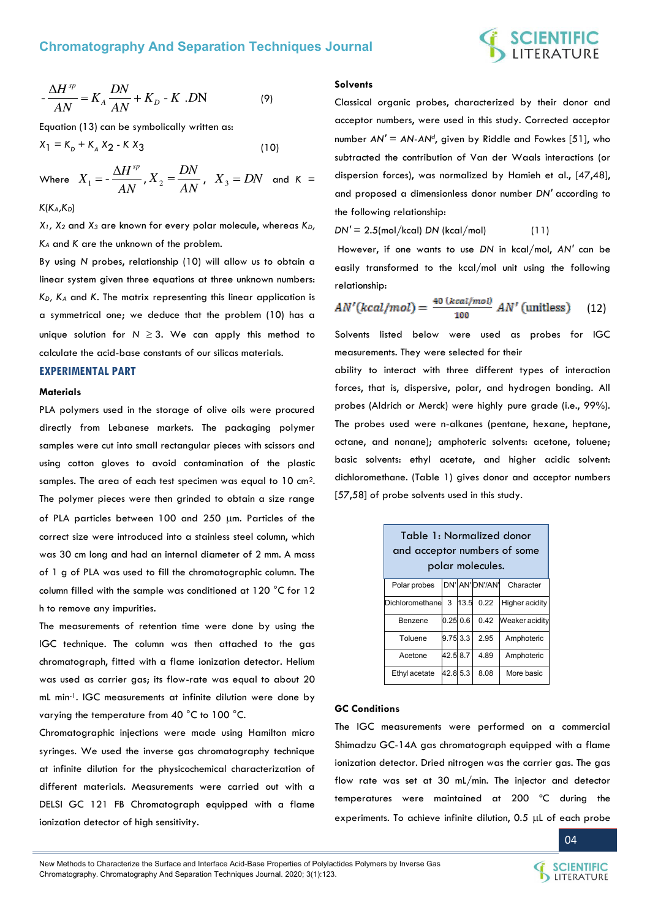$$-\frac{\Delta H^{sp}}{AN} = K_A \frac{DN}{AN} + K_D - K\ .DN \qquad (9)$$

Equation (13) can be symbolically written as:

$$X_1 = K_D + K_A X_2 - K X_3 \qquad (10)$$

Where $X_1 = -\frac{\Delta H^{sp}}{AN}$, $X_2 = \frac{DN}{AN}$, $X_3 = DN$ and $K = K(K_A, K_D)$

$X_1$, $X_2$ and $X_3$ are known for every polar molecule, whereas $K_D$, $K_A$ and $K$ are the unknown of the problem.

By using $N$ probes, relationship (10) will allow us to obtain a linear system given three equations at three unknown numbers: $K_D$, $K_A$ and $K$. The matrix representing this linear application is a symmetrical one; we deduce that the problem (10) has a unique solution for $N \geq 3$. We can apply this method to calculate the acid-base constants of our silicas materials.

## EXPERIMENTAL PART

### Materials

PLA polymers used in the storage of olive oils were procured directly from Lebanese markets. The packaging polymer samples were cut into small rectangular pieces with scissors and using cotton gloves to avoid contamination of the plastic samples. The area of each test specimen was equal to 10 cm$^2$. The polymer pieces were then grinded to obtain a size range of PLA particles between 100 and 250 µm. Particles of the correct size were introduced into a stainless steel column, which was 30 cm long and had an internal diameter of 2 mm. A mass of 1 g of PLA was used to fill the chromatographic column. The column filled with the sample was conditioned at 120 °C for 12 h to remove any impurities.

The measurements of retention time were done by using the IGC technique. The column was then attached to the gas chromatograph, fitted with a flame ionization detector. Helium was used as carrier gas; its flow-rate was equal to about 20 mL min$^{-1}$. IGC measurements at infinite dilution were done by varying the temperature from 40 °C to 100 °C.

Chromatographic injections were made using Hamilton micro syringes. We used the inverse gas chromatography technique at infinite dilution for the physicochemical characterization of different materials. Measurements were carried out with a DELSI GC 121 FB Chromatograph equipped with a flame ionization detector of high sensitivity.

### Solvents

Classical organic probes, characterized by their donor and acceptor numbers, were used in this study. Corrected acceptor number $AN' = AN\text{-}AN^d$, given by Riddle and Fowkes [51], who subtracted the contribution of Van der Waals interactions (or dispersion forces), was normalized by Hamieh et al., [47,48], and proposed a dimensionless donor number $DN'$ according to the following relationship:

$$DN' = 2.5(\text{mol/kcal})\ DN\ (\text{kcal/mol}) \qquad (11)$$

However, if one wants to use $DN$ in kcal/mol, $AN'$ can be easily transformed to the kcal/mol unit using the following relationship:

$$AN'(kcal/mol) = \frac{40\ (kcal/mol)}{100}\ AN'\ (\text{unitless}) \qquad (12)$$

Solvents listed below were used as probes for IGC measurements. They were selected for their ability to interact with three different types of interaction forces, that is, dispersive, polar, and hydrogen bonding. All probes (Aldrich or Merck) were highly pure grade (i.e., 99%). The probes used were n-alkanes (pentane, hexane, heptane, octane, and nonane); amphoteric solvents: acetone, toluene; basic solvents: ethyl acetate, and higher acidic solvent: dichloromethane. (Table 1) gives donor and acceptor numbers [57,58] of probe solvents used in this study.

Table 1: Normalized donor and acceptor numbers of some polar molecules.

| Polar probes | DN' | AN' | DN'/AN' | Character |
|---|---|---|---|---|
| Dichloromethane | 3 | 13.5 | 0.22 | Higher acidity |
| Benzene | 0.25 | 0.6 | 0.42 | Weaker acidity |
| Toluene | 9.75 | 3.3 | 2.95 | Amphoteric |
| Acetone | 42.5 | 8.7 | 4.89 | Amphoteric |
| Ethyl acetate | 42.8 | 5.3 | 8.08 | More basic |

### GC Conditions

The IGC measurements were performed on a commercial Shimadzu GC-14A gas chromatograph equipped with a flame ionization detector. Dried nitrogen was the carrier gas. The gas flow rate was set at 30 mL/min. The injector and detector temperatures were maintained at 200 °C during the experiments. To achieve infinite dilution, 0.5 µL of each probe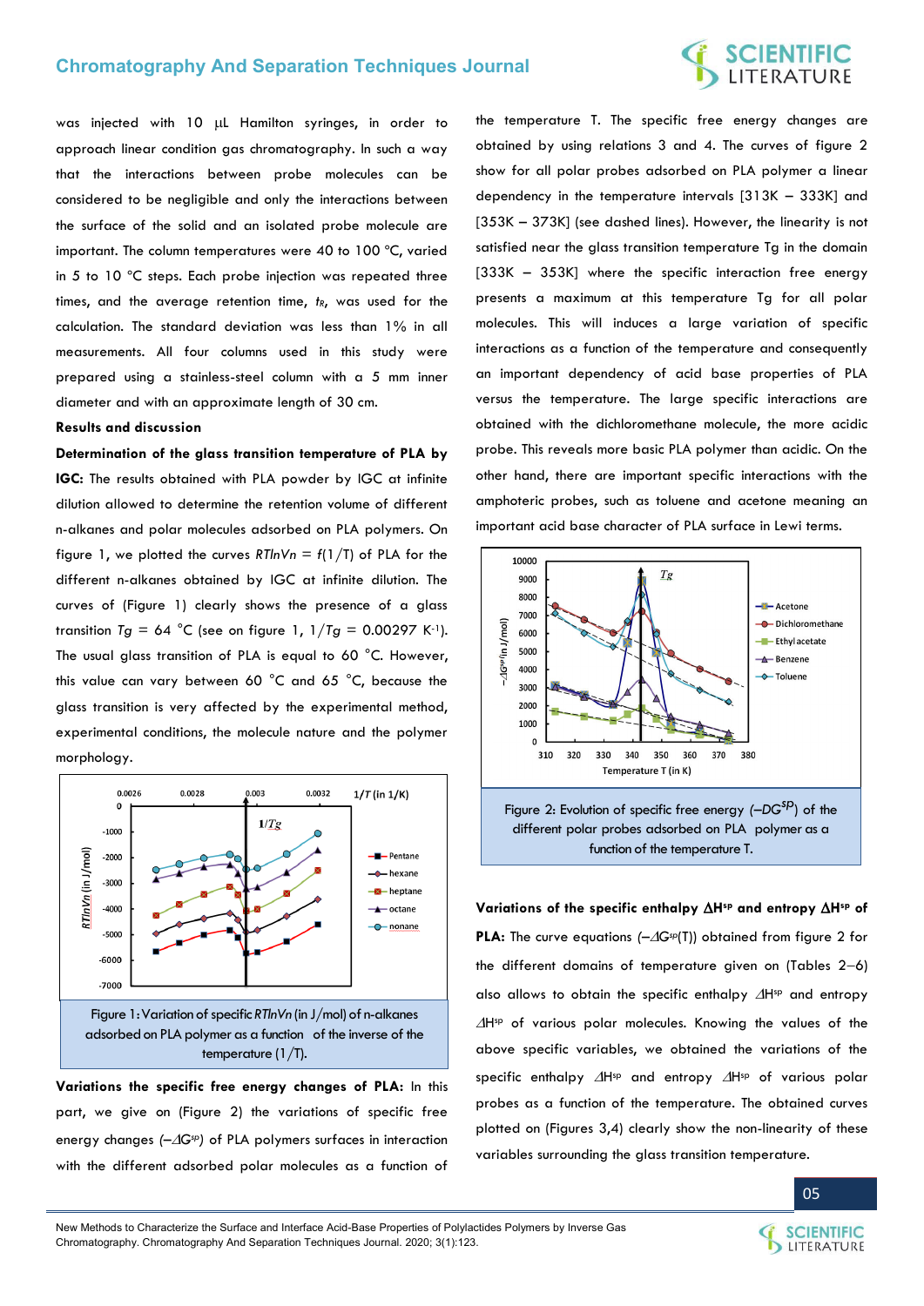was injected with 10 μL Hamilton syringes, in order to approach linear condition gas chromatography. In such a way that the interactions between probe molecules can be considered to be negligible and only the interactions between the surface of the solid and an isolated probe molecule are important. The column temperatures were 40 to 100 °C, varied in 5 to 10 °C steps. Each probe injection was repeated three times, and the average retention time, $t_R$, was used for the calculation. The standard deviation was less than 1% in all measurements. All four columns used in this study were prepared using a stainless-steel column with a 5 mm inner diameter and with an approximate length of 30 cm.

## Results and discussion

**Determination of the glass transition temperature of PLA by IGC:** The results obtained with PLA powder by IGC at infinite dilution allowed to determine the retention volume of different n-alkanes and polar molecules adsorbed on PLA polymers. On figure 1, we plotted the curves $RTlnVn = f(1/T)$ of PLA for the different n-alkanes obtained by IGC at infinite dilution. The curves of (Figure 1) clearly shows the presence of a glass transition $Tg = 64$ °C (see on figure 1, $1/Tg = 0.00297$ K$^{-1}$). The usual glass transition of PLA is equal to 60 °C. However, this value can vary between 60 °C and 65 °C, because the glass transition is very affected by the experimental method, experimental conditions, the molecule nature and the polymer morphology.

Figure 1: Variation of specific *RTlnVn* (in J/mol) of n-alkanes adsorbed on PLA polymer as a function of the inverse of the temperature (1/T).

**Variations the specific free energy changes of PLA:** In this part, we give on (Figure 2) the variations of specific free energy changes ($-\Delta G^{sp}$) of PLA polymers surfaces in interaction with the different adsorbed polar molecules as a function of the temperature T. The specific free energy changes are obtained by using relations 3 and 4. The curves of figure 2 show for all polar probes adsorbed on PLA polymer a linear dependency in the temperature intervals [313K – 333K] and [353K – 373K] (see dashed lines). However, the linearity is not satisfied near the glass transition temperature Tg in the domain [333K – 353K] where the specific interaction free energy presents a maximum at this temperature Tg for all polar molecules. This will induces a large variation of specific interactions as a function of the temperature and consequently an important dependency of acid base properties of PLA versus the temperature. The large specific interactions are obtained with the dichloromethane molecule, the more acidic probe. This reveals more basic PLA polymer than acidic. On the other hand, there are important specific interactions with the amphoteric probes, such as toluene and acetone meaning an important acid base character of PLA surface in Lewi terms.

Figure 2: Evolution of specific free energy ($-DG^{SP}$) of the different polar probes adsorbed on PLA polymer as a function of the temperature T.

**Variations of the specific enthalpy $\Delta H^{sp}$ and entropy $\Delta H^{sp}$ of PLA:** The curve equations ($-\Delta G^{sp}(T)$) obtained from figure 2 for the different domains of temperature given on (Tables 2–6) also allows to obtain the specific enthalpy $\Delta H^{sp}$ and entropy $\Delta H^{sp}$ of various polar molecules. Knowing the values of the above specific variables, we obtained the variations of the specific enthalpy $\Delta H^{sp}$ and entropy $\Delta H^{sp}$ of various polar probes as a function of the temperature. The obtained curves plotted on (Figures 3,4) clearly show the non-linearity of these variables surrounding the glass transition temperature.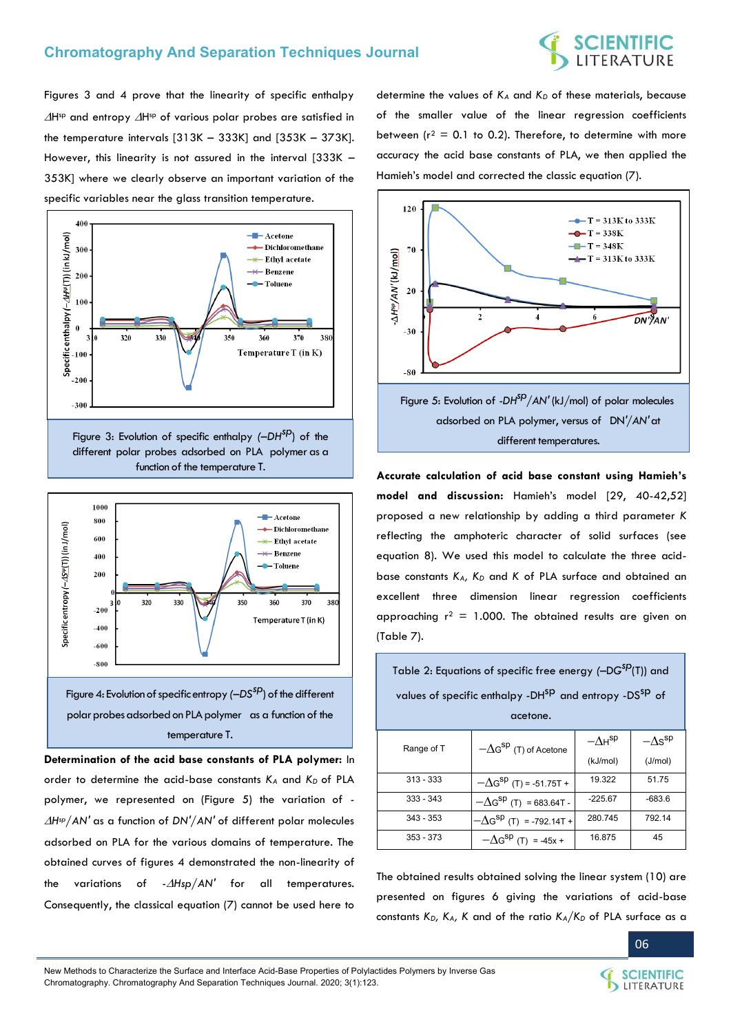Figures 3 and 4 prove that the linearity of specific enthalpy $\Delta H^{sp}$ and entropy $\Delta H^{sp}$ of various polar probes are satisfied in the temperature intervals [313K – 333K] and [353K – 373K]. However, this linearity is not assured in the interval [333K – 353K] where we clearly observe an important variation of the specific variables near the glass transition temperature.

Figure 3: Evolution of specific enthalpy ($-DH^{SP}$) of the different polar probes adsorbed on PLA polymer as a function of the temperature T.

Figure 4: Evolution of specific entropy ($-DS^{SP}$) of the different polar probes adsorbed on PLA polymer as a function of the temperature T.

**Determination of the acid base constants of PLA polymer:** In order to determine the acid-base constants $K_A$ and $K_D$ of PLA polymer, we represented on (Figure 5) the variation of $-\Delta H^{sp}/AN'$ as a function of $DN'/AN'$ of different polar molecules adsorbed on PLA for the various domains of temperature. The obtained curves of figures 4 demonstrated the non-linearity of the variations of $-\Delta Hsp/AN'$ for all temperatures. Consequently, the classical equation (7) cannot be used here to determine the values of $K_A$ and $K_D$ of these materials, because of the smaller value of the linear regression coefficients between ($r^2$ = 0.1 to 0.2). Therefore, to determine with more accuracy the acid base constants of PLA, we then applied the Hamieh's model and corrected the classic equation (7).

Figure 5: Evolution of $-DH^{SP}/AN'$ (kJ/mol) of polar molecules adsorbed on PLA polymer, versus of $DN'/AN'$ at different temperatures.

**Accurate calculation of acid base constant using Hamieh's model and discussion:** Hamieh's model [29, 40-42,52] proposed a new relationship by adding a third parameter $K$ reflecting the amphoteric character of solid surfaces (see equation 8). We used this model to calculate the three acid-base constants $K_A$, $K_D$ and $K$ of PLA surface and obtained an excellent three dimension linear regression coefficients approaching $r^2$ = 1.000. The obtained results are given on (Table 7).

Table 2: Equations of specific free energy ($-DG^{SP}(T)$) and values of specific enthalpy $-DH^{SP}$ and entropy $-DS^{SP}$ of acetone.

| Range of T | $-\Delta G^{sp}$ (T) of Acetone | $-\Delta H^{sp}$ (kJ/mol) | $-\Delta s^{sp}$ (J/mol) |
|---|---|---|---|
| 313 - 333 | $-\Delta G^{sp}$ (T) = -51.75T + | 19.322 | 51.75 |
| 333 - 343 | $-\Delta G^{sp}$ (T) = 683.64T - | -225.67 | -683.6 |
| 343 - 353 | $-\Delta G^{sp}$ (T) = -792.14T + | 280.745 | 792.14 |
| 353 - 373 | $-\Delta G^{sp}$ (T) = -45x + | 16.875 | 45 |

The obtained results obtained solving the linear system (10) are presented on figures 6 giving the variations of acid-base constants $K_D$, $K_A$, $K$ and of the ratio $K_A/K_D$ of PLA surface as a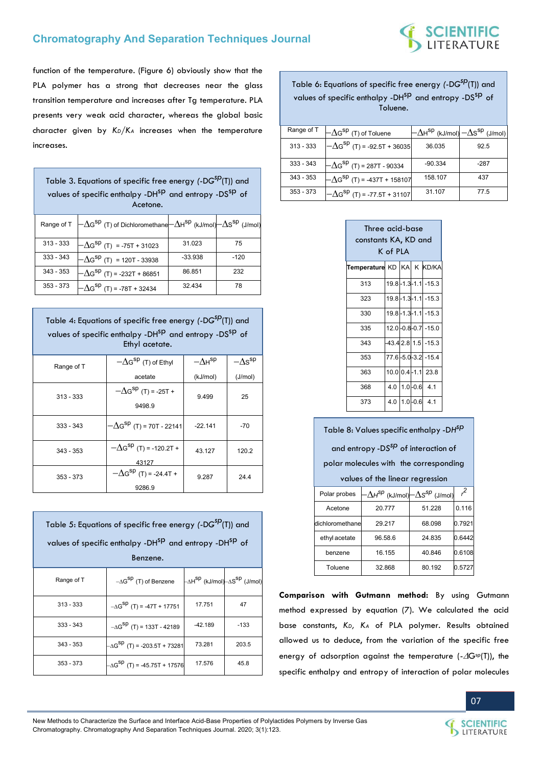function of the temperature. (Figure 6) obviously show that the PLA polymer has a strong that decreases near the glass transition temperature and increases after Tg temperature. PLA presents very weak acid character, whereas the global basic character given by $K_D/K_A$ increases when the temperature increases.

Table 3. Equations of specific free energy ($-DG^{sp}(T)$) and values of specific enthalpy $-DH^{sp}$ and entropy $-DS^{sp}$ of Acetone.

| Range of T | $-\Delta G^{sp}$ (T) of Dichloromethane | $-\Delta H^{sp}$ (kJ/mol) | $-\Delta S^{sp}$ (J/mol) |
|---|---|---|---|
| 313 - 333 | $-\Delta G^{sp}$ (T) = -75T + 31023 | 31.023 | 75 |
| 333 - 343 | $-\Delta G^{sp}$ (T) = 120T - 33938 | -33.938 | -120 |
| 343 - 353 | $-\Delta G^{sp}$ (T) = -232T + 86851 | 86.851 | 232 |
| 353 - 373 | $-\Delta G^{sp}$ (T) = -78T + 32434 | 32.434 | 78 |

Table 4: Equations of specific free energy ($-DG^{sp}(T)$) and values of specific enthalpy $-DH^{sp}$ and entropy $-DS^{sp}$ of Ethyl acetate.

| Range of T | $-\Delta G^{sp}$ (T) of Ethyl acetate | $-\Delta H^{sp}$ (kJ/mol) | $-\Delta S^{sp}$ (J/mol) |
|---|---|---|---|
| 313 - 333 | $-\Delta G^{sp}$ (T) = -25T + 9498.9 | 9.499 | 25 |
| 333 - 343 | $-\Delta G^{sp}$ (T) = 70T - 22141 | -22.141 | -70 |
| 343 - 353 | $-\Delta G^{sp}$ (T) = -120.2T + 43127 | 43.127 | 120.2 |
| 353 - 373 | $-\Delta G^{sp}$ (T) = -24.4T + 9286.9 | 9.287 | 24.4 |

Table 5: Equations of specific free energy ($-DG^{sp}(T)$) and values of specific enthalpy $-DH^{sp}$ and entropy $-DH^{sp}$ of Benzene.

| Range of T | $-\Delta G^{sp}$ (T) of Benzene | $-\Delta H^{sp}$ (kJ/mol) | $-\Delta S^{sp}$ (J/mol) |
|---|---|---|---|
| 313 - 333 | $-\Delta G^{sp}$ (T) = -47T + 17751 | 17.751 | 47 |
| 333 - 343 | $-\Delta G^{sp}$ (T) = 133T - 42189 | -42.189 | -133 |
| 343 - 353 | $-\Delta G^{sp}$ (T) = -203.5T + 73281 | 73.281 | 203.5 |
| 353 - 373 | $-\Delta G^{sp}$ (T) = -45.75T + 17576 | 17.576 | 45.8 |

Table 6: Equations of specific free energy ($-DG^{sp}(T)$) and values of specific enthalpy $-DH^{sp}$ and entropy $-DS^{sp}$ of Toluene.

| Range of T | $-\Delta G^{sp}$ (T) of Toluene | $-\Delta H^{sp}$ (kJ/mol) | $-\Delta S^{sp}$ (J/mol) |
|---|---|---|---|
| 313 - 333 | $-\Delta G^{sp}$ (T) = -92.5T + 36035 | 36.035 | 92.5 |
| 333 - 343 | $-\Delta G^{sp}$ (T) = 287T - 90334 | -90.334 | -287 |
| 343 - 353 | $-\Delta G^{sp}$ (T) = -437T + 158107 | 158.107 | 437 |
| 353 - 373 | $-\Delta G^{sp}$ (T) = -77.5T + 31107 | 31.107 | 77.5 |

Three acid-base constants KA, KD and K of PLA

| Temperature | KD | KA | K | KD/KA |
|---|---|---|---|---|
| 313 | 19.8 | -1.3 | -1.1 | -15.3 |
| 323 | 19.8 | -1.3 | -1.1 | -15.3 |
| 330 | 19.8 | -1.3 | -1.1 | -15.3 |
| 335 | 12.0 | -0.8 | -0.7 | -15.0 |
| 343 | -43.4 | 2.8 | 1.5 | -15.3 |
| 353 | 77.6 | -5.0 | -3.2 | -15.4 |
| 363 | 10.0 | 0.4 | -1.1 | 23.8 |
| 368 | 4.0 | 1.0 | -0.6 | 4.1 |
| 373 | 4.0 | 1.0 | -0.6 | 4.1 |

Table 8: Values specific enthalpy $-DH^{sp}$ and entropy $-DS^{sp}$ of interaction of polar molecules with the corresponding values of the linear regression

| Polar probes | $-\Delta H^{sp}$ (kJ/mol) | $-\Delta S^{sp}$ (J/mol) | $r^2$ |
|---|---|---|---|
| Acetone | 20.777 | 51.228 | 0.116 |
| dichloromethane | 29.217 | 68.098 | 0.7921 |
| ethyl acetate | 96.58.6 | 24.835 | 0.6442 |
| benzene | 16.155 | 40.846 | 0.6108 |
| Toluene | 32.868 | 80.192 | 0.5727 |

**Comparison with Gutmann method:** By using Gutmann method expressed by equation (7). We calculated the acid base constants, $K_D$, $K_A$ of PLA polymer. Results obtained allowed us to deduce, from the variation of the specific free energy of adsorption against the temperature ($-\Delta G^{sp}(T)$), the specific enthalpy and entropy of interaction of polar molecules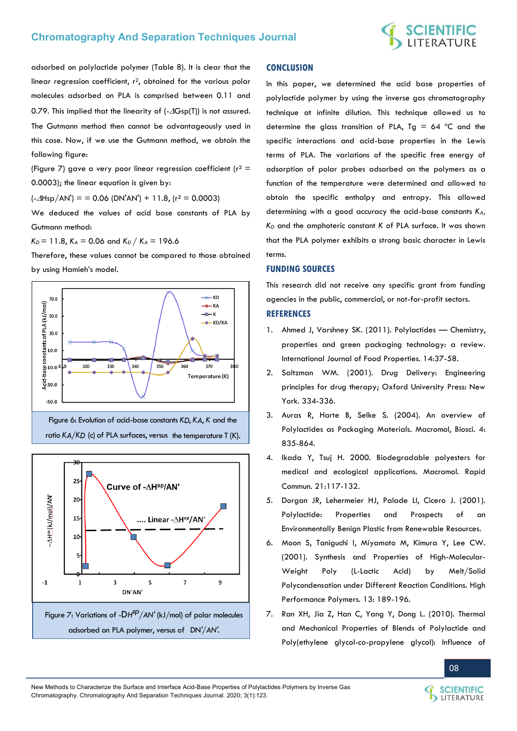adsorbed on polylactide polymer (Table 8). It is clear that the linear regression coefficient, $r^2$, obtained for the various polar molecules adsorbed on PLA is comprised between 0.11 and 0.79. This implied that the linearity of ($-\Delta G_{sp}(T)$) is not assured. The Gutmann method then cannot be advantageously used in this case. Now, if we use the Gutmann method, we obtain the following figure:

(Figure 7) gave a very poor linear regression coefficient ($r^2 = 0.0003$); the linear equation is given by:

$(-\Delta Hsp/AN') = = 0.06\ (DN'AN') + 11.8,\ (r^2 = 0.0003)$

We deduced the values of acid base constants of PLA by Gutmann method:

$K_D = 11.8$, $K_A = 0.06$ and $K_D / K_A = 196.6$

Therefore, these values cannot be compared to those obtained by using Hamieh's model.

Figure 6: Evolution of acid-base constants $KD$, $KA$, $K$ and the ratio $KA/KD$ (c) of PLA surfaces, versus the temperature T (K).

Figure 7: Variations of $-DH^{SP}/AN'$ (kJ/mol) of polar molecules adsorbed on PLA polymer, versus of $DN'/AN'$.

## CONCLUSION

In this paper, we determined the acid base properties of polylactide polymer by using the inverse gas chromatography technique at infinite dilution. This technique allowed us to determine the glass transition of PLA, Tg = 64 °C and the specific interactions and acid-base properties in the Lewis terms of PLA. The variations of the specific free energy of adsorption of polar probes adsorbed on the polymers as a function of the temperature were determined and allowed to obtain the specific enthalpy and entropy. This allowed determining with a good accuracy the acid-base constants $K_A$, $K_D$ and the amphoteric constant K of PLA surface. It was shown that the PLA polymer exhibits a strong basic character in Lewis terms.

## FUNDING SOURCES

This research did not receive any specific grant from funding agencies in the public, commercial, or not-for-profit sectors.

## REFERENCES

1. Ahmed J, Varshney SK. (2011). Polylactides — Chemistry, properties and green packaging technology: a review. International Journal of Food Properties. 14:37-58.
2. Saltzman WM. (2001). Drug Delivery: Engineering principles for drug therapy; Oxford University Press: New York. 334-336.
3. Auras R, Harte B, Selke S. (2004). An overview of Polylactides as Packaging Materials. Macromol, Biosci. 4: 835-864.
4. Ikada Y, Tsuj H. 2000. Biodegradable polyesters for medical and ecological applications. Macromol. Rapid Commun. 21:117-132.
5. Dorgan JR, Lehermeier HJ, Palade LI, Cicero J. (2001). Polylactide: Properties and Prospects of an Environmentally Benign Plastic from Renewable Resources.
6. Moon S, Taniguchi I, Miyamoto M, Kimura Y, Lee CW. (2001). Synthesis and Properties of High-Molecular-Weight Poly (L-Lactic Acid) by Melt/Solid Polycondensation under Different Reaction Conditions. High Performance Polymers. 13: 189-196.
7. Ran XH, Jia Z, Han C, Yang Y, Dong L. (2010). Thermal and Mechanical Properties of Blends of Polylactide and Poly(ethylene glycol-co-propylene glycol): Influence of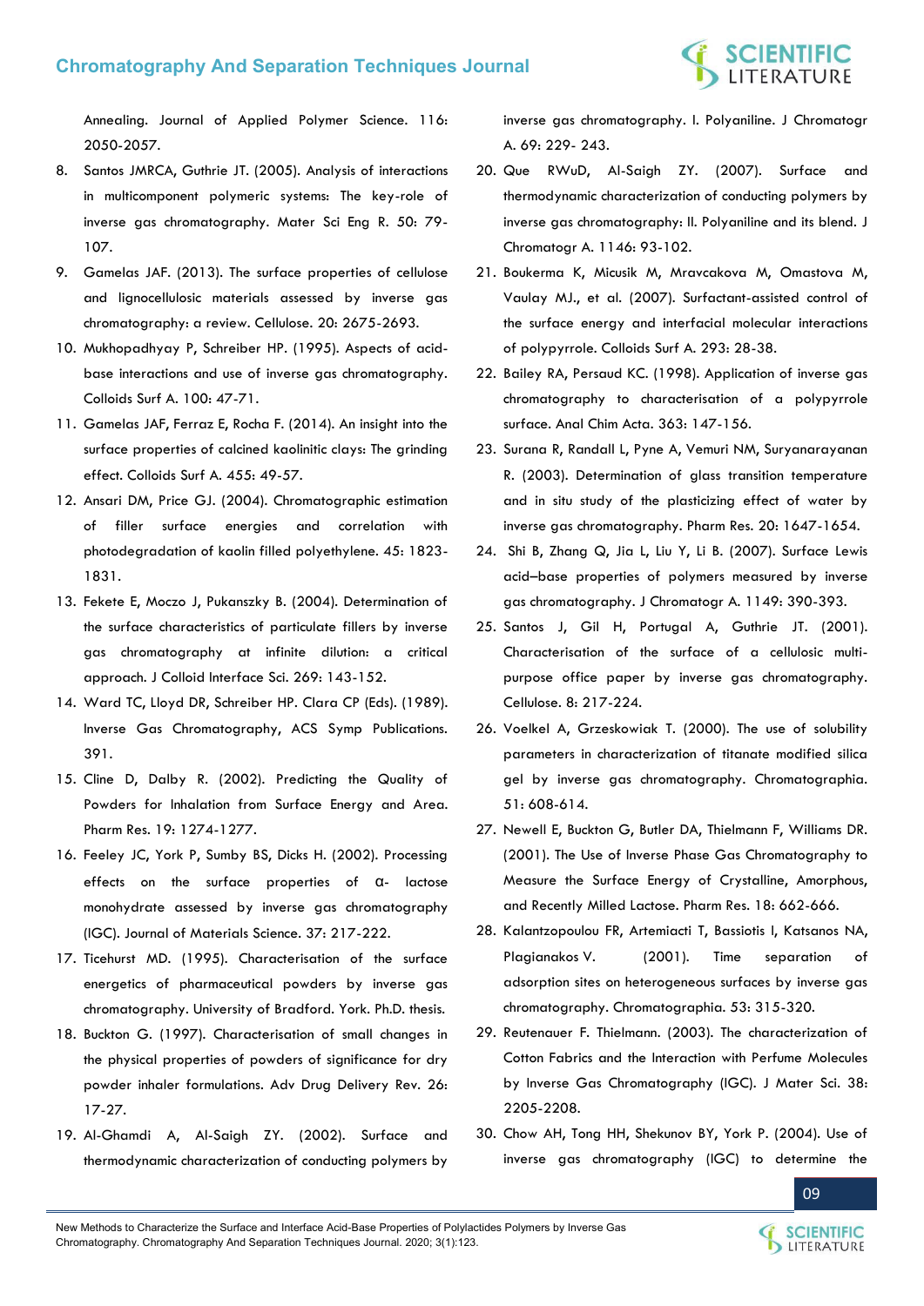Annealing. Journal of Applied Polymer Science. 116: 2050-2057.

8. Santos JMRCA, Guthrie JT. (2005). Analysis of interactions in multicomponent polymeric systems: The key-role of inverse gas chromatography. Mater Sci Eng R. 50: 79-107.
9. Gamelas JAF. (2013). The surface properties of cellulose and lignocellulosic materials assessed by inverse gas chromatography: a review. Cellulose. 20: 2675-2693.
10. Mukhopadhyay P, Schreiber HP. (1995). Aspects of acid-base interactions and use of inverse gas chromatography. Colloids Surf A. 100: 47-71.
11. Gamelas JAF, Ferraz E, Rocha F. (2014). An insight into the surface properties of calcined kaolinitic clays: The grinding effect. Colloids Surf A. 455: 49-57.
12. Ansari DM, Price GJ. (2004). Chromatographic estimation of filler surface energies and correlation with photodegradation of kaolin filled polyethylene. 45: 1823-1831.
13. Fekete E, Moczo J, Pukanszky B. (2004). Determination of the surface characteristics of particulate fillers by inverse gas chromatography at infinite dilution: a critical approach. J Colloid Interface Sci. 269: 143-152.
14. Ward TC, Lloyd DR, Schreiber HP. Clara CP (Eds). (1989). Inverse Gas Chromatography, ACS Symp Publications. 391.
15. Cline D, Dalby R. (2002). Predicting the Quality of Powders for Inhalation from Surface Energy and Area. Pharm Res. 19: 1274-1277.
16. Feeley JC, York P, Sumby BS, Dicks H. (2002). Processing effects on the surface properties of α- lactose monohydrate assessed by inverse gas chromatography (IGC). Journal of Materials Science. 37: 217-222.
17. Ticehurst MD. (1995). Characterisation of the surface energetics of pharmaceutical powders by inverse gas chromatography. University of Bradford. York. Ph.D. thesis.
18. Buckton G. (1997). Characterisation of small changes in the physical properties of powders of significance for dry powder inhaler formulations. Adv Drug Delivery Rev. 26: 17-27.
19. Al-Ghamdi A, Al-Saigh ZY. (2002). Surface and thermodynamic characterization of conducting polymers by inverse gas chromatography. I. Polyaniline. J Chromatogr A. 69: 229- 243.
20. Que RWuD, Al-Saigh ZY. (2007). Surface and thermodynamic characterization of conducting polymers by inverse gas chromatography: II. Polyaniline and its blend. J Chromatogr A. 1146: 93-102.
21. Boukerma K, Micusik M, Mravcakova M, Omastova M, Vaulay MJ., et al. (2007). Surfactant-assisted control of the surface energy and interfacial molecular interactions of polypyrrole. Colloids Surf A. 293: 28-38.
22. Bailey RA, Persaud KC. (1998). Application of inverse gas chromatography to characterisation of a polypyrrole surface. Anal Chim Acta. 363: 147-156.
23. Surana R, Randall L, Pyne A, Vemuri NM, Suryanarayanan R. (2003). Determination of glass transition temperature and in situ study of the plasticizing effect of water by inverse gas chromatography. Pharm Res. 20: 1647-1654.
24. Shi B, Zhang Q, Jia L, Liu Y, Li B. (2007). Surface Lewis acid–base properties of polymers measured by inverse gas chromatography. J Chromatogr A. 1149: 390-393.
25. Santos J, Gil H, Portugal A, Guthrie JT. (2001). Characterisation of the surface of a cellulosic multi-purpose office paper by inverse gas chromatography. Cellulose. 8: 217-224.
26. Voelkel A, Grzeskowiak T. (2000). The use of solubility parameters in characterization of titanate modified silica gel by inverse gas chromatography. Chromatographia. 51: 608-614.
27. Newell E, Buckton G, Butler DA, Thielmann F, Williams DR. (2001). The Use of Inverse Phase Gas Chromatography to Measure the Surface Energy of Crystalline, Amorphous, and Recently Milled Lactose. Pharm Res. 18: 662-666.
28. Kalantzopoulou FR, Artemiacti T, Bassiotis I, Katsanos NA, Plagianakos V. (2001). Time separation of adsorption sites on heterogeneous surfaces by inverse gas chromatography. Chromatographia. 53: 315-320.
29. Reutenauer F. Thielmann. (2003). The characterization of Cotton Fabrics and the Interaction with Perfume Molecules by Inverse Gas Chromatography (IGC). J Mater Sci. 38: 2205-2208.
30. Chow AH, Tong HH, Shekunov BY, York P. (2004). Use of inverse gas chromatography (IGC) to determine the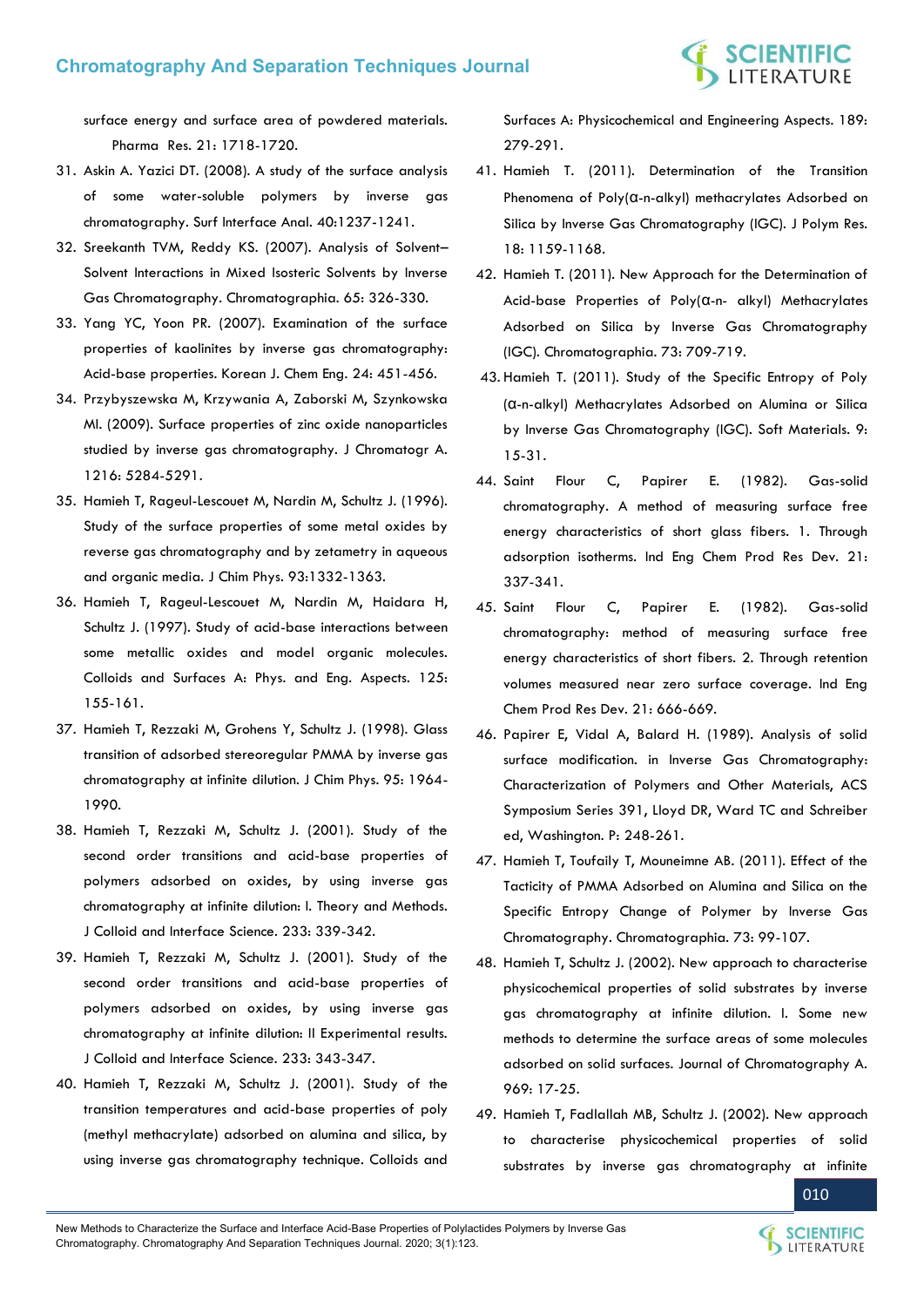surface energy and surface area of powdered materials. Pharma Res. 21: 1718-1720.

31. Askin A. Yazici DT. (2008). A study of the surface analysis of some water-soluble polymers by inverse gas chromatography. Surf Interface Anal. 40:1237-1241.
32. Sreekanth TVM, Reddy KS. (2007). Analysis of Solvent–Solvent Interactions in Mixed Isosteric Solvents by Inverse Gas Chromatography. Chromatographia. 65: 326-330.
33. Yang YC, Yoon PR. (2007). Examination of the surface properties of kaolinites by inverse gas chromatography: Acid-base properties. Korean J. Chem Eng. 24: 451-456.
34. Przybyszewska M, Krzywania A, Zaborski M, Szynkowska MI. (2009). Surface properties of zinc oxide nanoparticles studied by inverse gas chromatography. J Chromatogr A. 1216: 5284-5291.
35. Hamieh T, Rageul-Lescouet M, Nardin M, Schultz J. (1996). Study of the surface properties of some metal oxides by reverse gas chromatography and by zetametry in aqueous and organic media. J Chim Phys. 93:1332-1363.
36. Hamieh T, Rageul-Lescouet M, Nardin M, Haidara H, Schultz J. (1997). Study of acid-base interactions between some metallic oxides and model organic molecules. Colloids and Surfaces A: Phys. and Eng. Aspects. 125: 155-161.
37. Hamieh T, Rezzaki M, Grohens Y, Schultz J. (1998). Glass transition of adsorbed stereoregular PMMA by inverse gas chromatography at infinite dilution. J Chim Phys. 95: 1964-1990.
38. Hamieh T, Rezzaki M, Schultz J. (2001). Study of the second order transitions and acid-base properties of polymers adsorbed on oxides, by using inverse gas chromatography at infinite dilution: I. Theory and Methods. J Colloid and Interface Science. 233: 339-342.
39. Hamieh T, Rezzaki M, Schultz J. (2001). Study of the second order transitions and acid-base properties of polymers adsorbed on oxides, by using inverse gas chromatography at infinite dilution: II Experimental results. J Colloid and Interface Science. 233: 343-347.
40. Hamieh T, Rezzaki M, Schultz J. (2001). Study of the transition temperatures and acid-base properties of poly (methyl methacrylate) adsorbed on alumina and silica, by using inverse gas chromatography technique. Colloids and Surfaces A: Physicochemical and Engineering Aspects. 189: 279-291.
41. Hamieh T. (2011). Determination of the Transition Phenomena of Poly(α-n-alkyl) methacrylates Adsorbed on Silica by Inverse Gas Chromatography (IGC). J Polym Res. 18: 1159-1168.
42. Hamieh T. (2011). New Approach for the Determination of Acid-base Properties of Poly(α-n- alkyl) Methacrylates Adsorbed on Silica by Inverse Gas Chromatography (IGC). Chromatographia. 73: 709-719.
43. Hamieh T. (2011). Study of the Specific Entropy of Poly (α-n-alkyl) Methacrylates Adsorbed on Alumina or Silica by Inverse Gas Chromatography (IGC). Soft Materials. 9: 15-31.
44. Saint Flour C, Papirer E. (1982). Gas-solid chromatography. A method of measuring surface free energy characteristics of short glass fibers. 1. Through adsorption isotherms. Ind Eng Chem Prod Res Dev. 21: 337-341.
45. Saint Flour C, Papirer E. (1982). Gas-solid chromatography: method of measuring surface free energy characteristics of short fibers. 2. Through retention volumes measured near zero surface coverage. Ind Eng Chem Prod Res Dev. 21: 666-669.
46. Papirer E, Vidal A, Balard H. (1989). Analysis of solid surface modification. in Inverse Gas Chromatography: Characterization of Polymers and Other Materials, ACS Symposium Series 391, Lloyd DR, Ward TC and Schreiber ed, Washington. P: 248-261.
47. Hamieh T, Toufaily T, Mouneimne AB. (2011). Effect of the Tacticity of PMMA Adsorbed on Alumina and Silica on the Specific Entropy Change of Polymer by Inverse Gas Chromatography. Chromatographia. 73: 99-107.
48. Hamieh T, Schultz J. (2002). New approach to characterise physicochemical properties of solid substrates by inverse gas chromatography at infinite dilution. I. Some new methods to determine the surface areas of some molecules adsorbed on solid surfaces. Journal of Chromatography A. 969: 17-25.
49. Hamieh T, Fadlallah MB, Schultz J. (2002). New approach to characterise physicochemical properties of solid substrates by inverse gas chromatography at infinite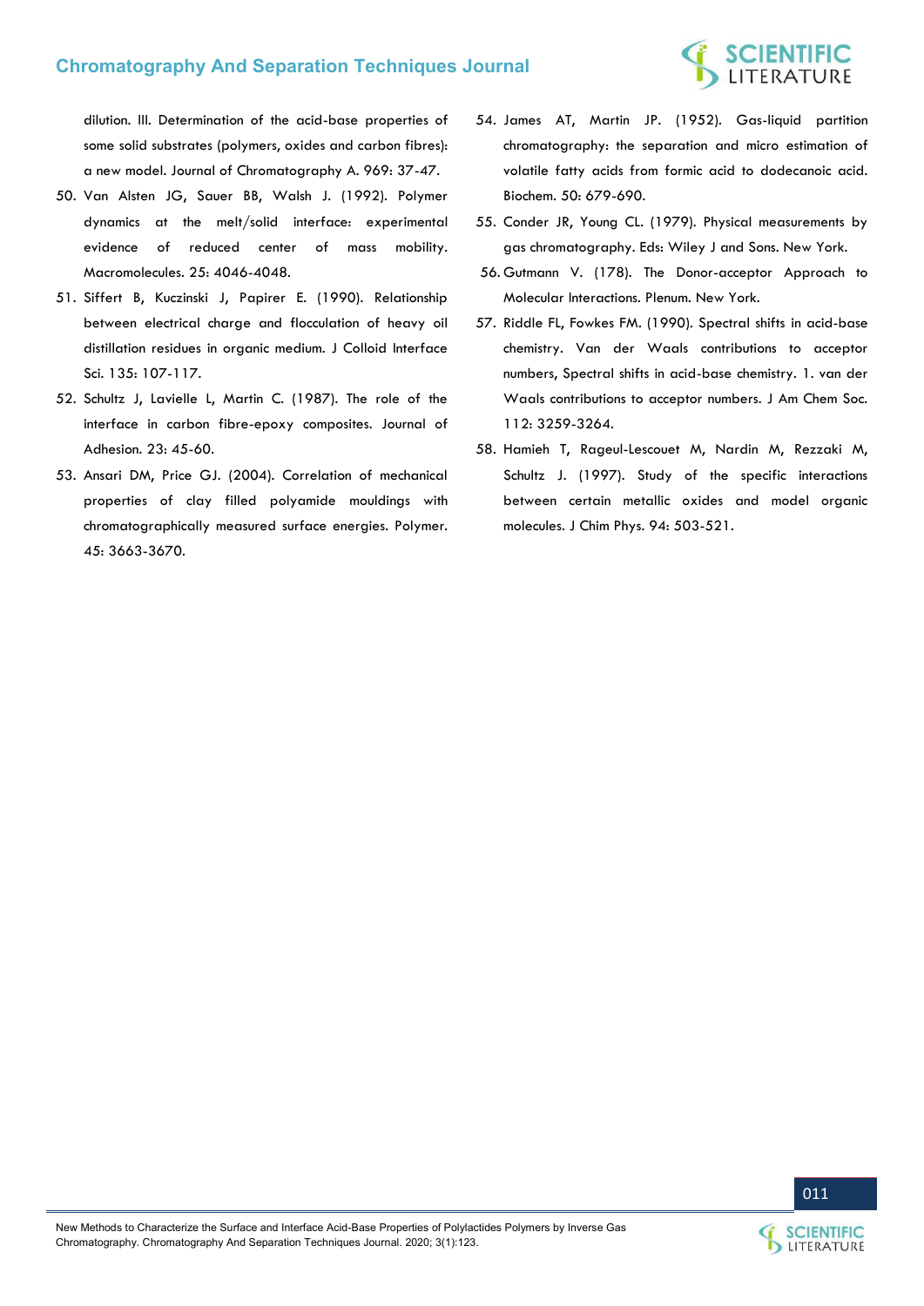dilution. III. Determination of the acid-base properties of some solid substrates (polymers, oxides and carbon fibres): a new model. Journal of Chromatography A. 969: 37-47.

50. Van Alsten JG, Sauer BB, Walsh J. (1992). Polymer dynamics at the melt/solid interface: experimental evidence of reduced center of mass mobility. Macromolecules. 25: 4046-4048.
51. Siffert B, Kuczinski J, Papirer E. (1990). Relationship between electrical charge and flocculation of heavy oil distillation residues in organic medium. J Colloid Interface Sci. 135: 107-117.
52. Schultz J, Lavielle L, Martin C. (1987). The role of the interface in carbon fibre-epoxy composites. Journal of Adhesion. 23: 45-60.
53. Ansari DM, Price GJ. (2004). Correlation of mechanical properties of clay filled polyamide mouldings with chromatographically measured surface energies. Polymer. 45: 3663-3670.
54. James AT, Martin JP. (1952). Gas-liquid partition chromatography: the separation and micro estimation of volatile fatty acids from formic acid to dodecanoic acid. Biochem. 50: 679-690.
55. Conder JR, Young CL. (1979). Physical measurements by gas chromatography. Eds: Wiley J and Sons. New York.
56. Gutmann V. (178). The Donor-acceptor Approach to Molecular Interactions. Plenum. New York.
57. Riddle FL, Fowkes FM. (1990). Spectral shifts in acid-base chemistry. Van der Waals contributions to acceptor numbers, Spectral shifts in acid-base chemistry. 1. van der Waals contributions to acceptor numbers. J Am Chem Soc. 112: 3259-3264.
58. Hamieh T, Rageul-Lescouet M, Nardin M, Rezzaki M, Schultz J. (1997). Study of the specific interactions between certain metallic oxides and model organic molecules. J Chim Phys. 94: 503-521.